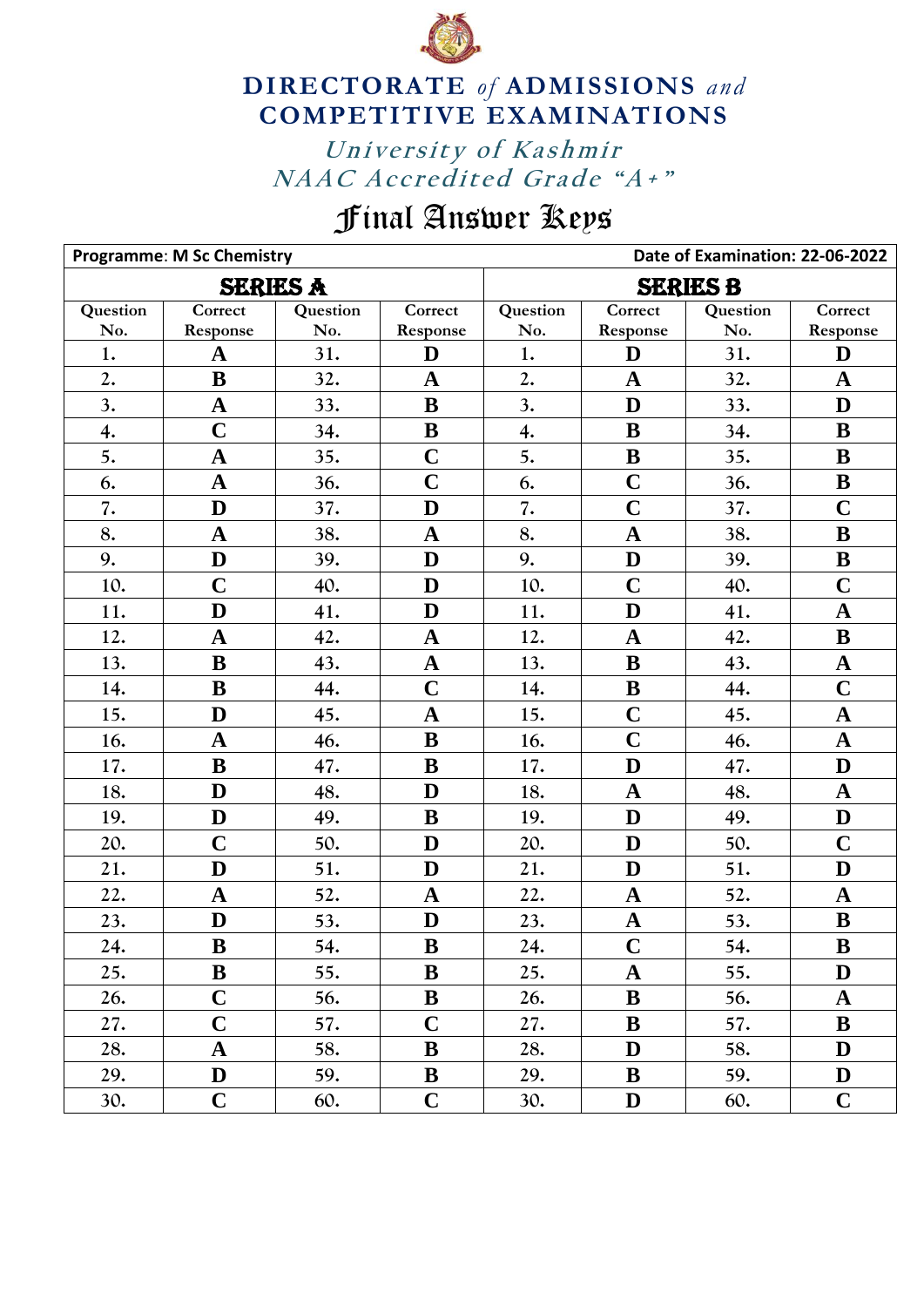# DIRECTORATE *of* ADMISSIONS *and* COMPETITIVE EXAMINATIONS

*University of Kashmir*

*NAAC Accredited Grade "A+"*

## Final Answer Keys

**Programme**: **M Sc Chemistry** | **Date of Examination: 22-06-2022**

| SERIES A | | | | SERIES B | | | |
|---|---|---|---|---|---|---|---|
| Question No. | Correct Response | Question No. | Correct Response | Question No. | Correct Response | Question No. | Correct Response |
| 1. | **A** | 31. | **D** | 1. | **D** | 31. | **D** |
| 2. | **B** | 32. | **A** | 2. | **A** | 32. | **A** |
| 3. | **A** | 33. | **B** | 3. | **D** | 33. | **D** |
| 4. | **C** | 34. | **B** | 4. | **B** | 34. | **B** |
| 5. | **A** | 35. | **C** | 5. | **B** | 35. | **B** |
| 6. | **A** | 36. | **C** | 6. | **C** | 36. | **B** |
| 7. | **D** | 37. | **D** | 7. | **C** | 37. | **C** |
| 8. | **A** | 38. | **A** | 8. | **A** | 38. | **B** |
| 9. | **D** | 39. | **D** | 9. | **D** | 39. | **B** |
| 10. | **C** | 40. | **D** | 10. | **C** | 40. | **C** |
| 11. | **D** | 41. | **D** | 11. | **D** | 41. | **A** |
| 12. | **A** | 42. | **A** | 12. | **A** | 42. | **B** |
| 13. | **B** | 43. | **A** | 13. | **B** | 43. | **A** |
| 14. | **B** | 44. | **C** | 14. | **B** | 44. | **C** |
| 15. | **D** | 45. | **A** | 15. | **C** | 45. | **A** |
| 16. | **A** | 46. | **B** | 16. | **C** | 46. | **A** |
| 17. | **B** | 47. | **B** | 17. | **D** | 47. | **D** |
| 18. | **D** | 48. | **D** | 18. | **A** | 48. | **A** |
| 19. | **D** | 49. | **B** | 19. | **D** | 49. | **D** |
| 20. | **C** | 50. | **D** | 20. | **D** | 50. | **C** |
| 21. | **D** | 51. | **D** | 21. | **D** | 51. | **D** |
| 22. | **A** | 52. | **A** | 22. | **A** | 52. | **A** |
| 23. | **D** | 53. | **D** | 23. | **A** | 53. | **B** |
| 24. | **B** | 54. | **B** | 24. | **C** | 54. | **B** |
| 25. | **B** | 55. | **B** | 25. | **A** | 55. | **D** |
| 26. | **C** | 56. | **B** | 26. | **B** | 56. | **A** |
| 27. | **C** | 57. | **C** | 27. | **B** | 57. | **B** |
| 28. | **A** | 58. | **B** | 28. | **D** | 58. | **D** |
| 29. | **D** | 59. | **B** | 29. | **B** | 59. | **D** |
| 30. | **C** | 60. | **C** | 30. | **D** | 60. | **C** |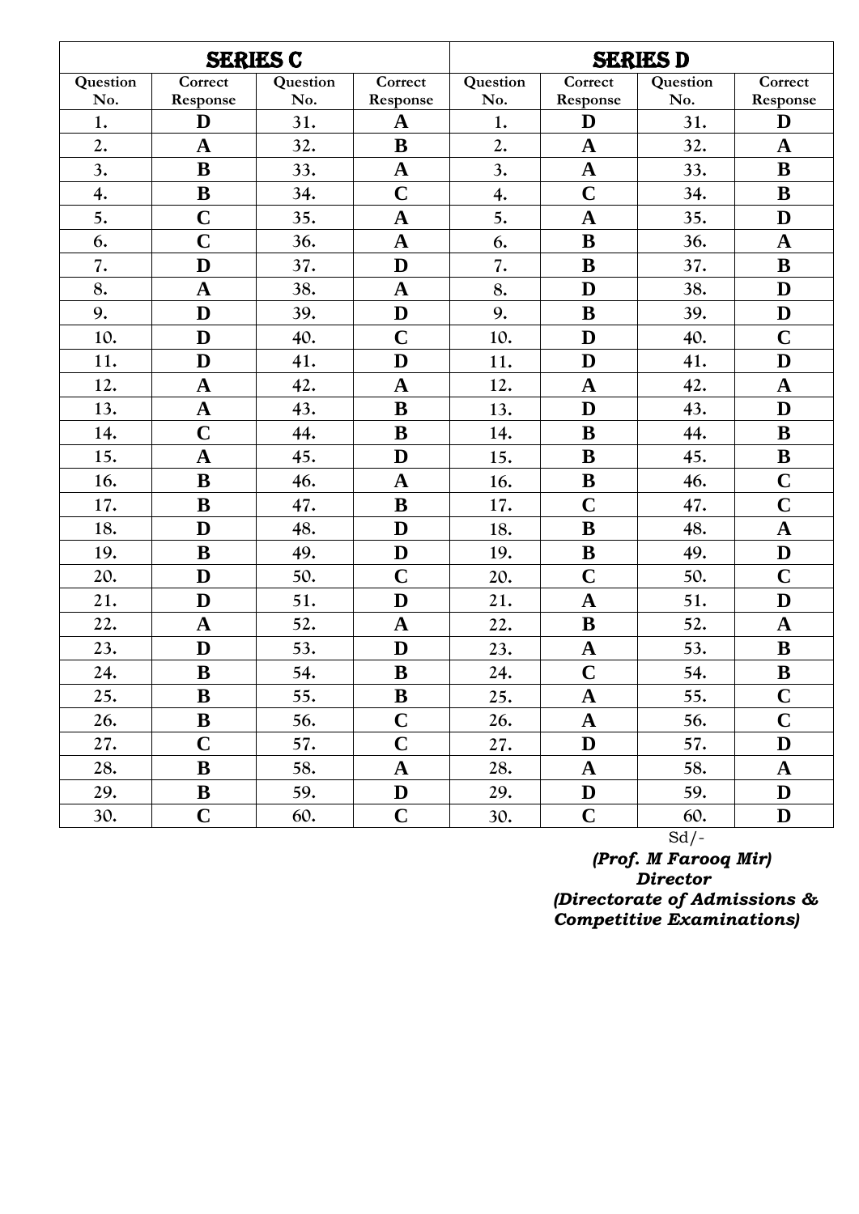| SERIES C | | | | SERIES D | | | |
|---|---|---|---|---|---|---|---|
| Question No. | Correct Response | Question No. | Correct Response | Question No. | Correct Response | Question No. | Correct Response |
| 1. | **D** | 31. | **A** | 1. | **D** | 31. | **D** |
| 2. | **A** | 32. | **B** | 2. | **A** | 32. | **A** |
| 3. | **B** | 33. | **A** | 3. | **A** | 33. | **B** |
| 4. | **B** | 34. | **C** | 4. | **C** | 34. | **B** |
| 5. | **C** | 35. | **A** | 5. | **A** | 35. | **D** |
| 6. | **C** | 36. | **A** | 6. | **B** | 36. | **A** |
| 7. | **D** | 37. | **D** | 7. | **B** | 37. | **B** |
| 8. | **A** | 38. | **A** | 8. | **D** | 38. | **D** |
| 9. | **D** | 39. | **D** | 9. | **B** | 39. | **D** |
| 10. | **D** | 40. | **C** | 10. | **D** | 40. | **C** |
| 11. | **D** | 41. | **D** | 11. | **D** | 41. | **D** |
| 12. | **A** | 42. | **A** | 12. | **A** | 42. | **A** |
| 13. | **A** | 43. | **B** | 13. | **D** | 43. | **D** |
| 14. | **C** | 44. | **B** | 14. | **B** | 44. | **B** |
| 15. | **A** | 45. | **D** | 15. | **B** | 45. | **B** |
| 16. | **B** | 46. | **A** | 16. | **B** | 46. | **C** |
| 17. | **B** | 47. | **B** | 17. | **C** | 47. | **C** |
| 18. | **D** | 48. | **D** | 18. | **B** | 48. | **A** |
| 19. | **B** | 49. | **D** | 19. | **B** | 49. | **D** |
| 20. | **D** | 50. | **C** | 20. | **C** | 50. | **C** |
| 21. | **D** | 51. | **D** | 21. | **A** | 51. | **D** |
| 22. | **A** | 52. | **A** | 22. | **B** | 52. | **A** |
| 23. | **D** | 53. | **D** | 23. | **A** | 53. | **B** |
| 24. | **B** | 54. | **B** | 24. | **C** | 54. | **B** |
| 25. | **B** | 55. | **B** | 25. | **A** | 55. | **C** |
| 26. | **B** | 56. | **C** | 26. | **A** | 56. | **C** |
| 27. | **C** | 57. | **C** | 27. | **D** | 57. | **D** |
| 28. | **B** | 58. | **A** | 28. | **A** | 58. | **A** |
| 29. | **B** | 59. | **D** | 29. | **D** | 59. | **D** |
| 30. | **C** | 60. | **C** | 30. | **C** | 60. | **D** |

Sd/-

***(Prof. M Farooq Mir)***
***Director***
***(Directorate of Admissions & Competitive Examinations)***